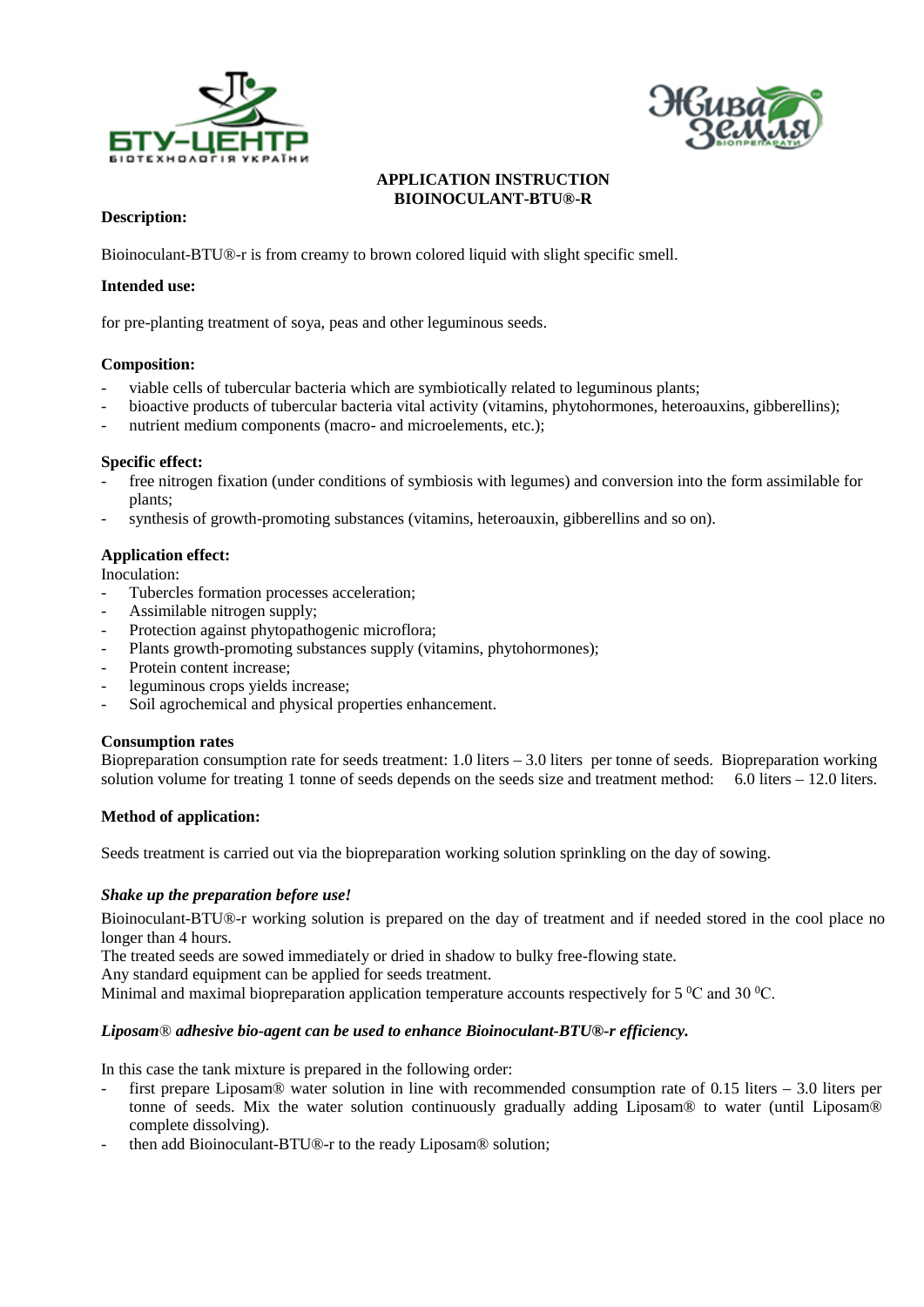# APPLICATION INSTRUCTION
# BIOINOCULANT-BTU®-R

**Description:**

Bioinoculant-BTU®-r is from creamy to brown colored liquid with slight specific smell.

**Intended use:**

for pre-planting treatment of soya, peas and other leguminous seeds.

**Composition:**

- viable cells of tubercular bacteria which are symbiotically related to leguminous plants;
- bioactive products of tubercular bacteria vital activity (vitamins, phytohormones, heteroauxins, gibberellins);
- nutrient medium components (macro- and microelements, etc.);

**Specific effect:**

- free nitrogen fixation (under conditions of symbiosis with legumes) and conversion into the form assimilable for plants;
- synthesis of growth-promoting substances (vitamins, heteroauxin, gibberellins and so on).

**Application effect:**

Inoculation:

- Tubercles formation processes acceleration;
- Assimilable nitrogen supply;
- Protection against phytopathogenic microflora;
- Plants growth-promoting substances supply (vitamins, phytohormones);
- Protein content increase;
- leguminous crops yields increase;
- Soil agrochemical and physical properties enhancement.

**Consumption rates**

Biopreparation consumption rate for seeds treatment: 1.0 liters – 3.0 liters per tonne of seeds. Biopreparation working solution volume for treating 1 tonne of seeds depends on the seeds size and treatment method: 6.0 liters – 12.0 liters.

**Method of application:**

Seeds treatment is carried out via the biopreparation working solution sprinkling on the day of sowing.

***Shake up the preparation before use!***

Bioinoculant-BTU®-r working solution is prepared on the day of treatment and if needed stored in the cool place no longer than 4 hours.

The treated seeds are sowed immediately or dried in shadow to bulky free-flowing state.

Any standard equipment can be applied for seeds treatment.

Minimal and maximal biopreparation application temperature accounts respectively for 5 $^0$C and 30 $^0$C.

***Liposam® adhesive bio-agent can be used to enhance Bioinoculant-BTU®-r efficiency.***

In this case the tank mixture is prepared in the following order:

- first prepare Liposam® water solution in line with recommended consumption rate of 0.15 liters – 3.0 liters per tonne of seeds. Mix the water solution continuously gradually adding Liposam® to water (until Liposam® complete dissolving).
- then add Bioinoculant-BTU®-r to the ready Liposam® solution;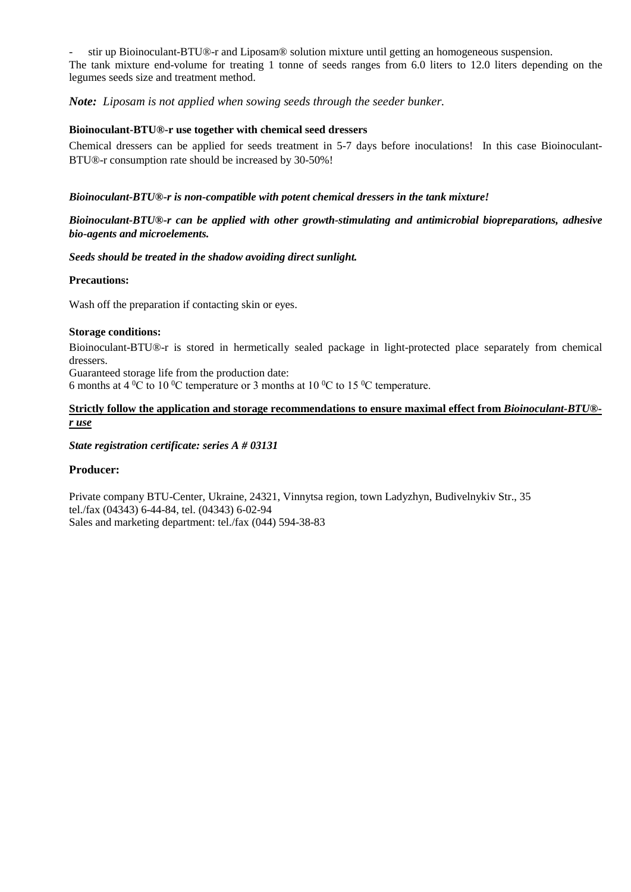- stir up Bioinoculant-BTU®-r and Liposam® solution mixture until getting an homogeneous suspension.

The tank mixture end-volume for treating 1 tonne of seeds ranges from 6.0 liters to 12.0 liters depending on the legumes seeds size and treatment method.

***Note:*** *Liposam is not applied when sowing seeds through the seeder bunker.*

**Bioinoculant-BTU®-r use together with chemical seed dressers**

Chemical dressers can be applied for seeds treatment in 5-7 days before inoculations! In this case Bioinoculant-BTU®-r consumption rate should be increased by 30-50%!

***Bioinoculant-BTU®-r is non-compatible with potent chemical dressers in the tank mixture!***

***Bioinoculant-BTU®-r can be applied with other growth-stimulating and antimicrobial biopreparations, adhesive bio-agents and microelements.***

***Seeds should be treated in the shadow avoiding direct sunlight.***

**Precautions:**

Wash off the preparation if contacting skin or eyes.

**Storage conditions:**

Bioinoculant-BTU®-r is stored in hermetically sealed package in light-protected place separately from chemical dressers.

Guaranteed storage life from the production date:
6 months at 4 $^0$C to 10 $^0$C temperature or 3 months at 10 $^0$C to 15 $^0$C temperature.

<u>**Strictly follow the application and storage recommendations to ensure maximal effect from *Bioinoculant-BTU®-r use***</u>

***State registration certificate: series A # 03131***

**Producer:**

Private company BTU-Center, Ukraine, 24321, Vinnytsa region, town Ladyzhyn, Budivelnykiv Str., 35
tel./fax (04343) 6-44-84, tel. (04343) 6-02-94
Sales and marketing department: tel./fax (044) 594-38-83